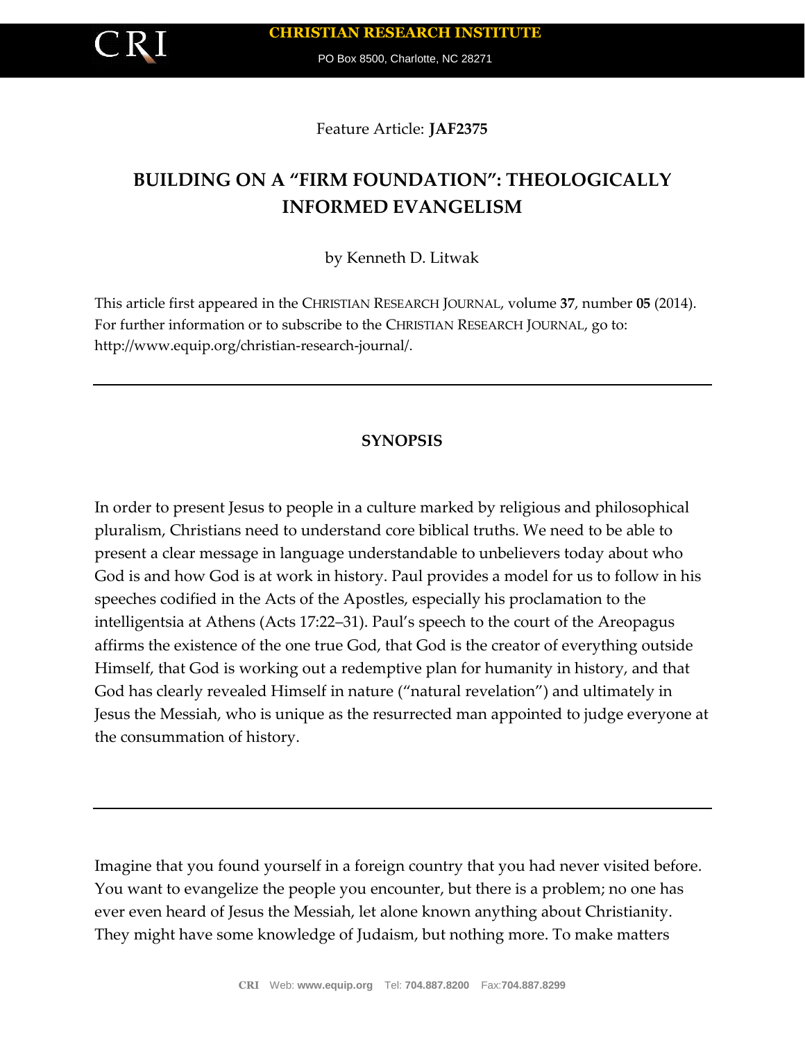Feature Article: **JAF2375**

# BUILDING ON A "FIRM FOUNDATION": THEOLOGICALLY INFORMED EVANGELISM

by Kenneth D. Litwak

This article first appeared in the CHRISTIAN RESEARCH JOURNAL, volume **37**, number **05** (2014). For further information or to subscribe to the CHRISTIAN RESEARCH JOURNAL, go to: http://www.equip.org/christian-research-journal/.

---

## SYNOPSIS

In order to present Jesus to people in a culture marked by religious and philosophical pluralism, Christians need to understand core biblical truths. We need to be able to present a clear message in language understandable to unbelievers today about who God is and how God is at work in history. Paul provides a model for us to follow in his speeches codified in the Acts of the Apostles, especially his proclamation to the intelligentsia at Athens (Acts 17:22–31). Paul's speech to the court of the Areopagus affirms the existence of the one true God, that God is the creator of everything outside Himself, that God is working out a redemptive plan for humanity in history, and that God has clearly revealed Himself in nature ("natural revelation") and ultimately in Jesus the Messiah, who is unique as the resurrected man appointed to judge everyone at the consummation of history.

---

Imagine that you found yourself in a foreign country that you had never visited before. You want to evangelize the people you encounter, but there is a problem; no one has ever even heard of Jesus the Messiah, let alone known anything about Christianity. They might have some knowledge of Judaism, but nothing more. To make matters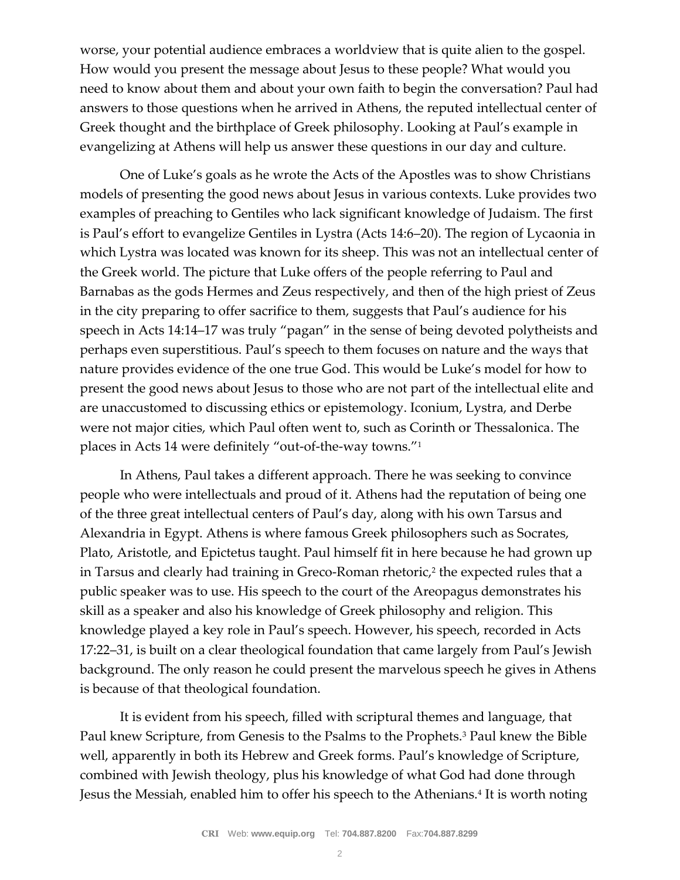worse, your potential audience embraces a worldview that is quite alien to the gospel. How would you present the message about Jesus to these people? What would you need to know about them and about your own faith to begin the conversation? Paul had answers to those questions when he arrived in Athens, the reputed intellectual center of Greek thought and the birthplace of Greek philosophy. Looking at Paul's example in evangelizing at Athens will help us answer these questions in our day and culture.

One of Luke's goals as he wrote the Acts of the Apostles was to show Christians models of presenting the good news about Jesus in various contexts. Luke provides two examples of preaching to Gentiles who lack significant knowledge of Judaism. The first is Paul's effort to evangelize Gentiles in Lystra (Acts 14:6–20). The region of Lycaonia in which Lystra was located was known for its sheep. This was not an intellectual center of the Greek world. The picture that Luke offers of the people referring to Paul and Barnabas as the gods Hermes and Zeus respectively, and then of the high priest of Zeus in the city preparing to offer sacrifice to them, suggests that Paul's audience for his speech in Acts 14:14–17 was truly "pagan" in the sense of being devoted polytheists and perhaps even superstitious. Paul's speech to them focuses on nature and the ways that nature provides evidence of the one true God. This would be Luke's model for how to present the good news about Jesus to those who are not part of the intellectual elite and are unaccustomed to discussing ethics or epistemology. Iconium, Lystra, and Derbe were not major cities, which Paul often went to, such as Corinth or Thessalonica. The places in Acts 14 were definitely "out-of-the-way towns."[1]

In Athens, Paul takes a different approach. There he was seeking to convince people who were intellectuals and proud of it. Athens had the reputation of being one of the three great intellectual centers of Paul's day, along with his own Tarsus and Alexandria in Egypt. Athens is where famous Greek philosophers such as Socrates, Plato, Aristotle, and Epictetus taught. Paul himself fit in here because he had grown up in Tarsus and clearly had training in Greco-Roman rhetoric,[2] the expected rules that a public speaker was to use. His speech to the court of the Areopagus demonstrates his skill as a speaker and also his knowledge of Greek philosophy and religion. This knowledge played a key role in Paul's speech. However, his speech, recorded in Acts 17:22–31, is built on a clear theological foundation that came largely from Paul's Jewish background. The only reason he could present the marvelous speech he gives in Athens is because of that theological foundation.

It is evident from his speech, filled with scriptural themes and language, that Paul knew Scripture, from Genesis to the Psalms to the Prophets.[3] Paul knew the Bible well, apparently in both its Hebrew and Greek forms. Paul's knowledge of Scripture, combined with Jewish theology, plus his knowledge of what God had done through Jesus the Messiah, enabled him to offer his speech to the Athenians.[4] It is worth noting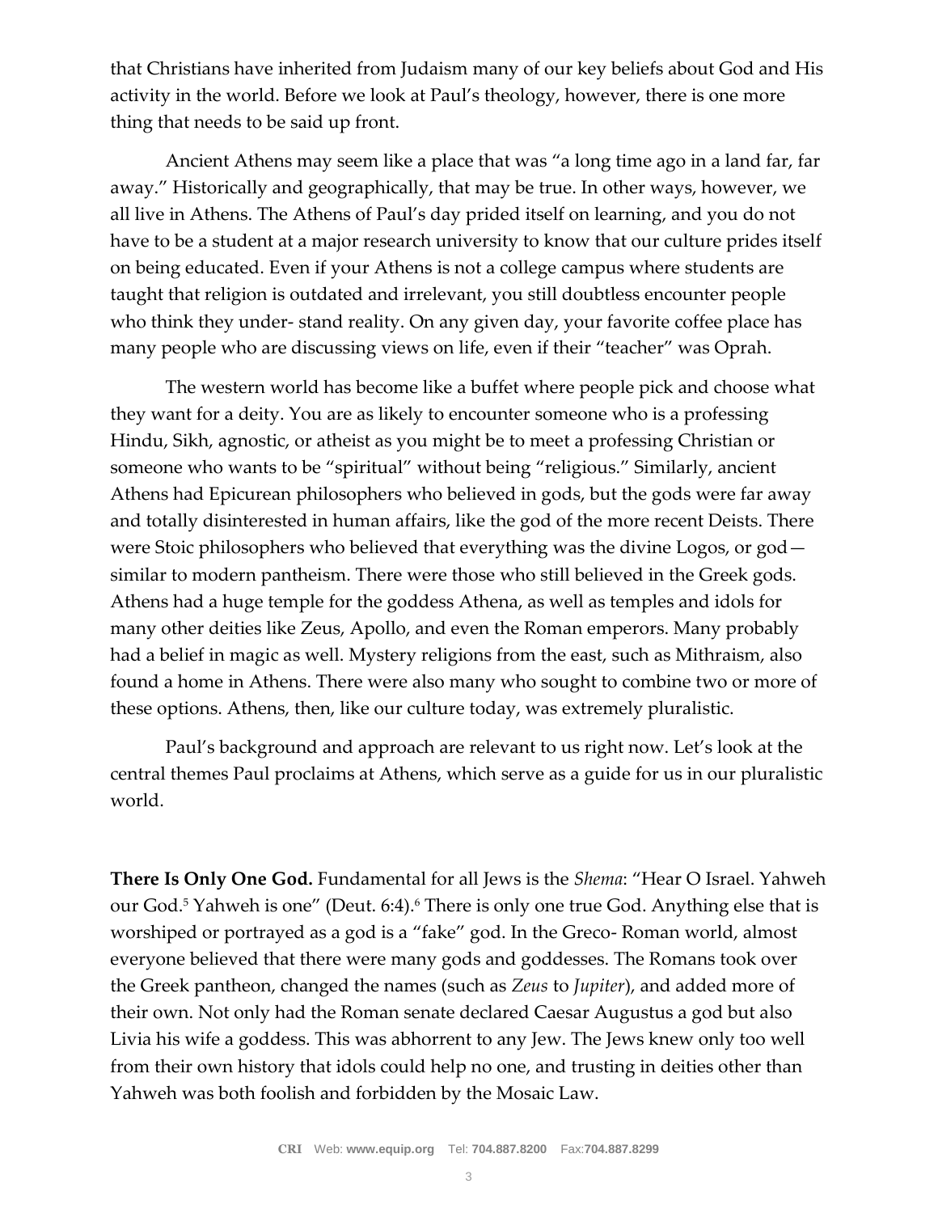that Christians have inherited from Judaism many of our key beliefs about God and His activity in the world. Before we look at Paul's theology, however, there is one more thing that needs to be said up front.

Ancient Athens may seem like a place that was "a long time ago in a land far, far away." Historically and geographically, that may be true. In other ways, however, we all live in Athens. The Athens of Paul's day prided itself on learning, and you do not have to be a student at a major research university to know that our culture prides itself on being educated. Even if your Athens is not a college campus where students are taught that religion is outdated and irrelevant, you still doubtless encounter people who think they under- stand reality. On any given day, your favorite coffee place has many people who are discussing views on life, even if their "teacher" was Oprah.

The western world has become like a buffet where people pick and choose what they want for a deity. You are as likely to encounter someone who is a professing Hindu, Sikh, agnostic, or atheist as you might be to meet a professing Christian or someone who wants to be "spiritual" without being "religious." Similarly, ancient Athens had Epicurean philosophers who believed in gods, but the gods were far away and totally disinterested in human affairs, like the god of the more recent Deists. There were Stoic philosophers who believed that everything was the divine Logos, or god—similar to modern pantheism. There were those who still believed in the Greek gods. Athens had a huge temple for the goddess Athena, as well as temples and idols for many other deities like Zeus, Apollo, and even the Roman emperors. Many probably had a belief in magic as well. Mystery religions from the east, such as Mithraism, also found a home in Athens. There were also many who sought to combine two or more of these options. Athens, then, like our culture today, was extremely pluralistic.

Paul's background and approach are relevant to us right now. Let's look at the central themes Paul proclaims at Athens, which serve as a guide for us in our pluralistic world.

**There Is Only One God.** Fundamental for all Jews is the *Shema*: "Hear O Israel. Yahweh our God.[5] Yahweh is one" (Deut. 6:4).[6] There is only one true God. Anything else that is worshiped or portrayed as a god is a "fake" god. In the Greco- Roman world, almost everyone believed that there were many gods and goddesses. The Romans took over the Greek pantheon, changed the names (such as *Zeus* to *Jupiter*), and added more of their own. Not only had the Roman senate declared Caesar Augustus a god but also Livia his wife a goddess. This was abhorrent to any Jew. The Jews knew only too well from their own history that idols could help no one, and trusting in deities other than Yahweh was both foolish and forbidden by the Mosaic Law.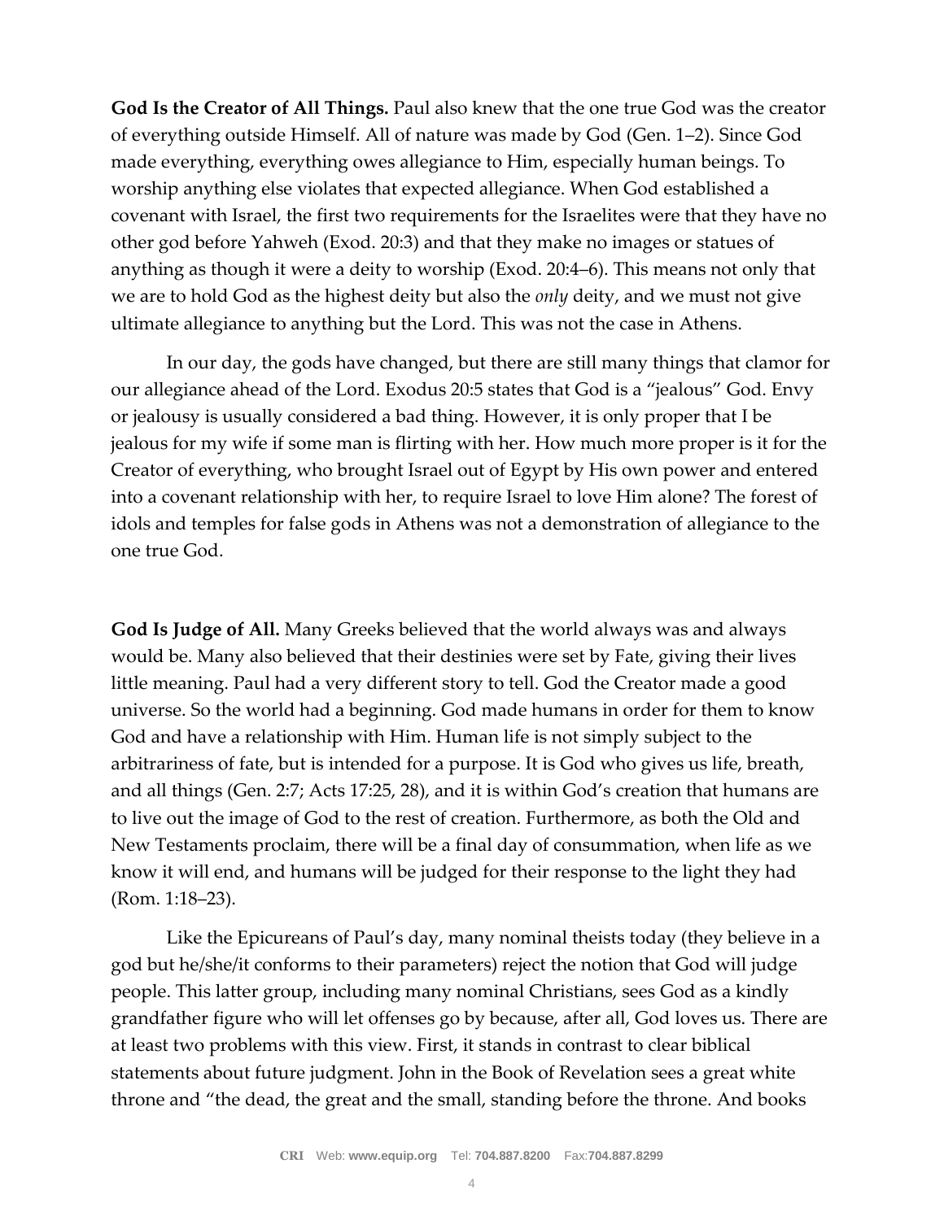**God Is the Creator of All Things.** Paul also knew that the one true God was the creator of everything outside Himself. All of nature was made by God (Gen. 1–2). Since God made everything, everything owes allegiance to Him, especially human beings. To worship anything else violates that expected allegiance. When God established a covenant with Israel, the first two requirements for the Israelites were that they have no other god before Yahweh (Exod. 20:3) and that they make no images or statues of anything as though it were a deity to worship (Exod. 20:4–6). This means not only that we are to hold God as the highest deity but also the *only* deity, and we must not give ultimate allegiance to anything but the Lord. This was not the case in Athens.

In our day, the gods have changed, but there are still many things that clamor for our allegiance ahead of the Lord. Exodus 20:5 states that God is a "jealous" God. Envy or jealousy is usually considered a bad thing. However, it is only proper that I be jealous for my wife if some man is flirting with her. How much more proper is it for the Creator of everything, who brought Israel out of Egypt by His own power and entered into a covenant relationship with her, to require Israel to love Him alone? The forest of idols and temples for false gods in Athens was not a demonstration of allegiance to the one true God.

**God Is Judge of All.** Many Greeks believed that the world always was and always would be. Many also believed that their destinies were set by Fate, giving their lives little meaning. Paul had a very different story to tell. God the Creator made a good universe. So the world had a beginning. God made humans in order for them to know God and have a relationship with Him. Human life is not simply subject to the arbitrariness of fate, but is intended for a purpose. It is God who gives us life, breath, and all things (Gen. 2:7; Acts 17:25, 28), and it is within God's creation that humans are to live out the image of God to the rest of creation. Furthermore, as both the Old and New Testaments proclaim, there will be a final day of consummation, when life as we know it will end, and humans will be judged for their response to the light they had (Rom. 1:18–23).

Like the Epicureans of Paul's day, many nominal theists today (they believe in a god but he/she/it conforms to their parameters) reject the notion that God will judge people. This latter group, including many nominal Christians, sees God as a kindly grandfather figure who will let offenses go by because, after all, God loves us. There are at least two problems with this view. First, it stands in contrast to clear biblical statements about future judgment. John in the Book of Revelation sees a great white throne and "the dead, the great and the small, standing before the throne. And books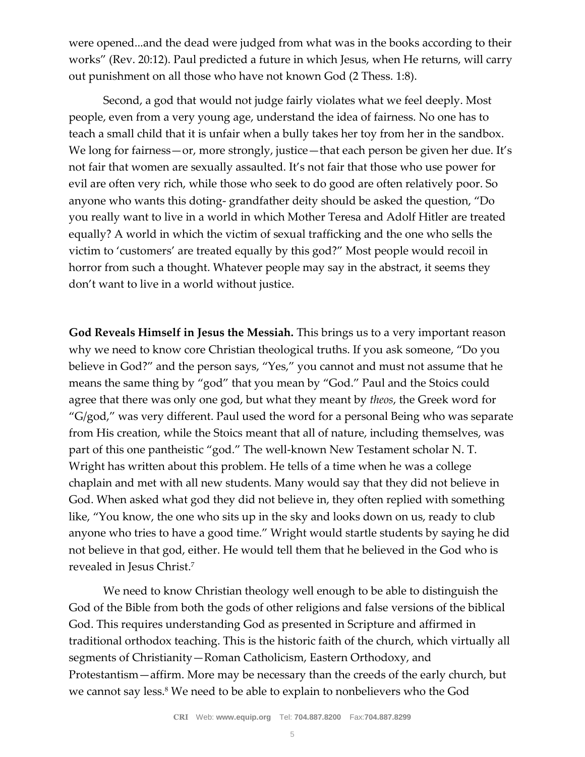were opened...and the dead were judged from what was in the books according to their works" (Rev. 20:12). Paul predicted a future in which Jesus, when He returns, will carry out punishment on all those who have not known God (2 Thess. 1:8).

Second, a god that would not judge fairly violates what we feel deeply. Most people, even from a very young age, understand the idea of fairness. No one has to teach a small child that it is unfair when a bully takes her toy from her in the sandbox. We long for fairness—or, more strongly, justice—that each person be given her due. It's not fair that women are sexually assaulted. It's not fair that those who use power for evil are often very rich, while those who seek to do good are often relatively poor. So anyone who wants this doting- grandfather deity should be asked the question, "Do you really want to live in a world in which Mother Teresa and Adolf Hitler are treated equally? A world in which the victim of sexual trafficking and the one who sells the victim to 'customers' are treated equally by this god?" Most people would recoil in horror from such a thought. Whatever people may say in the abstract, it seems they don't want to live in a world without justice.

**God Reveals Himself in Jesus the Messiah.** This brings us to a very important reason why we need to know core Christian theological truths. If you ask someone, "Do you believe in God?" and the person says, "Yes," you cannot and must not assume that he means the same thing by "god" that you mean by "God." Paul and the Stoics could agree that there was only one god, but what they meant by *theos*, the Greek word for "G/god," was very different. Paul used the word for a personal Being who was separate from His creation, while the Stoics meant that all of nature, including themselves, was part of this one pantheistic "god." The well-known New Testament scholar N. T. Wright has written about this problem. He tells of a time when he was a college chaplain and met with all new students. Many would say that they did not believe in God. When asked what god they did not believe in, they often replied with something like, "You know, the one who sits up in the sky and looks down on us, ready to club anyone who tries to have a good time." Wright would startle students by saying he did not believe in that god, either. He would tell them that he believed in the God who is revealed in Jesus Christ.[7]

We need to know Christian theology well enough to be able to distinguish the God of the Bible from both the gods of other religions and false versions of the biblical God. This requires understanding God as presented in Scripture and affirmed in traditional orthodox teaching. This is the historic faith of the church, which virtually all segments of Christianity—Roman Catholicism, Eastern Orthodoxy, and Protestantism—affirm. More may be necessary than the creeds of the early church, but we cannot say less.[8] We need to be able to explain to nonbelievers who the God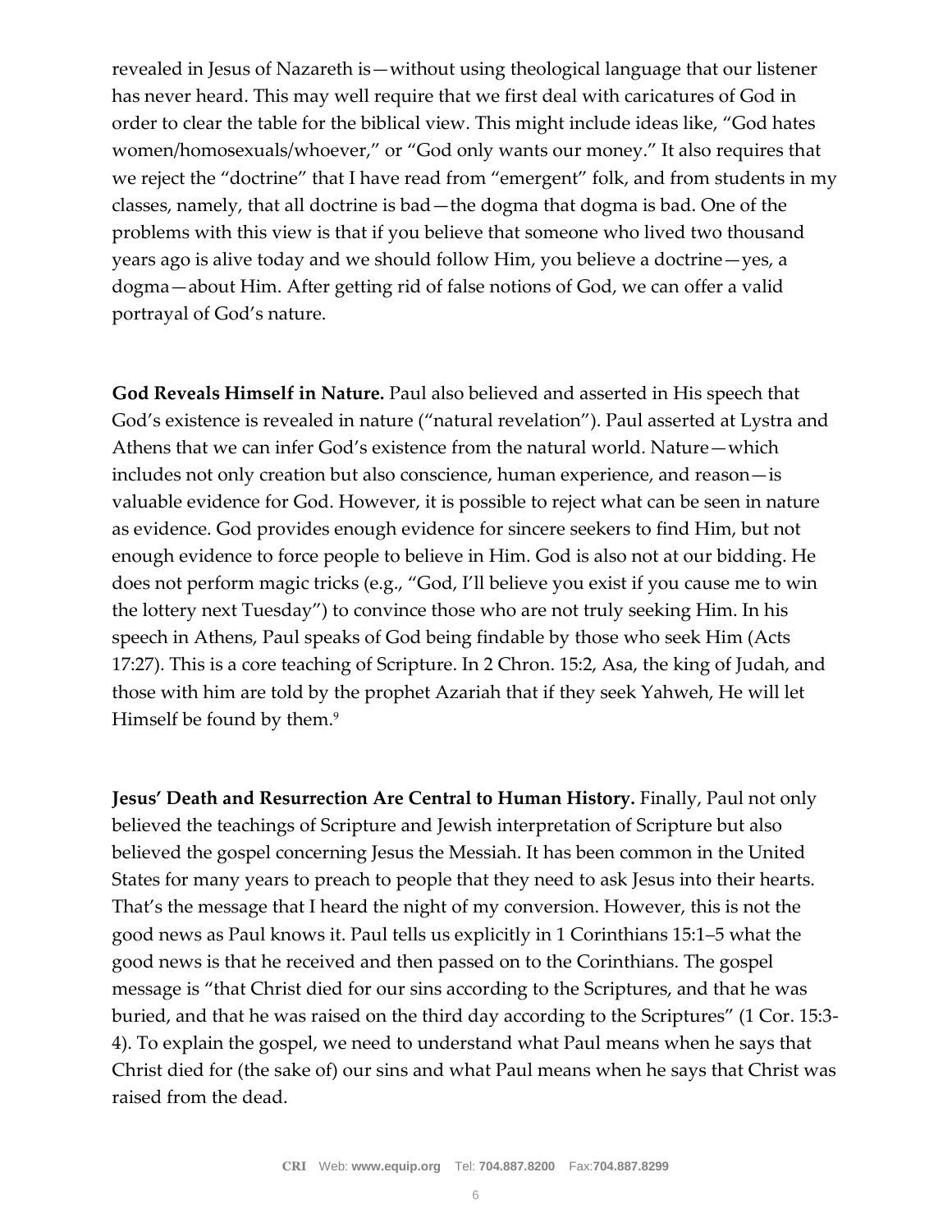revealed in Jesus of Nazareth is—without using theological language that our listener has never heard. This may well require that we first deal with caricatures of God in order to clear the table for the biblical view. This might include ideas like, "God hates women/homosexuals/whoever," or "God only wants our money." It also requires that we reject the "doctrine" that I have read from "emergent" folk, and from students in my classes, namely, that all doctrine is bad—the dogma that dogma is bad. One of the problems with this view is that if you believe that someone who lived two thousand years ago is alive today and we should follow Him, you believe a doctrine—yes, a dogma—about Him. After getting rid of false notions of God, we can offer a valid portrayal of God's nature.

**God Reveals Himself in Nature.** Paul also believed and asserted in His speech that God's existence is revealed in nature ("natural revelation"). Paul asserted at Lystra and Athens that we can infer God's existence from the natural world. Nature—which includes not only creation but also conscience, human experience, and reason—is valuable evidence for God. However, it is possible to reject what can be seen in nature as evidence. God provides enough evidence for sincere seekers to find Him, but not enough evidence to force people to believe in Him. God is also not at our bidding. He does not perform magic tricks (e.g., "God, I'll believe you exist if you cause me to win the lottery next Tuesday") to convince those who are not truly seeking Him. In his speech in Athens, Paul speaks of God being findable by those who seek Him (Acts 17:27). This is a core teaching of Scripture. In 2 Chron. 15:2, Asa, the king of Judah, and those with him are told by the prophet Azariah that if they seek Yahweh, He will let Himself be found by them.[9]

**Jesus' Death and Resurrection Are Central to Human History.** Finally, Paul not only believed the teachings of Scripture and Jewish interpretation of Scripture but also believed the gospel concerning Jesus the Messiah. It has been common in the United States for many years to preach to people that they need to ask Jesus into their hearts. That's the message that I heard the night of my conversion. However, this is not the good news as Paul knows it. Paul tells us explicitly in 1 Corinthians 15:1–5 what the good news is that he received and then passed on to the Corinthians. The gospel message is "that Christ died for our sins according to the Scriptures, and that he was buried, and that he was raised on the third day according to the Scriptures" (1 Cor. 15:3-4). To explain the gospel, we need to understand what Paul means when he says that Christ died for (the sake of) our sins and what Paul means when he says that Christ was raised from the dead.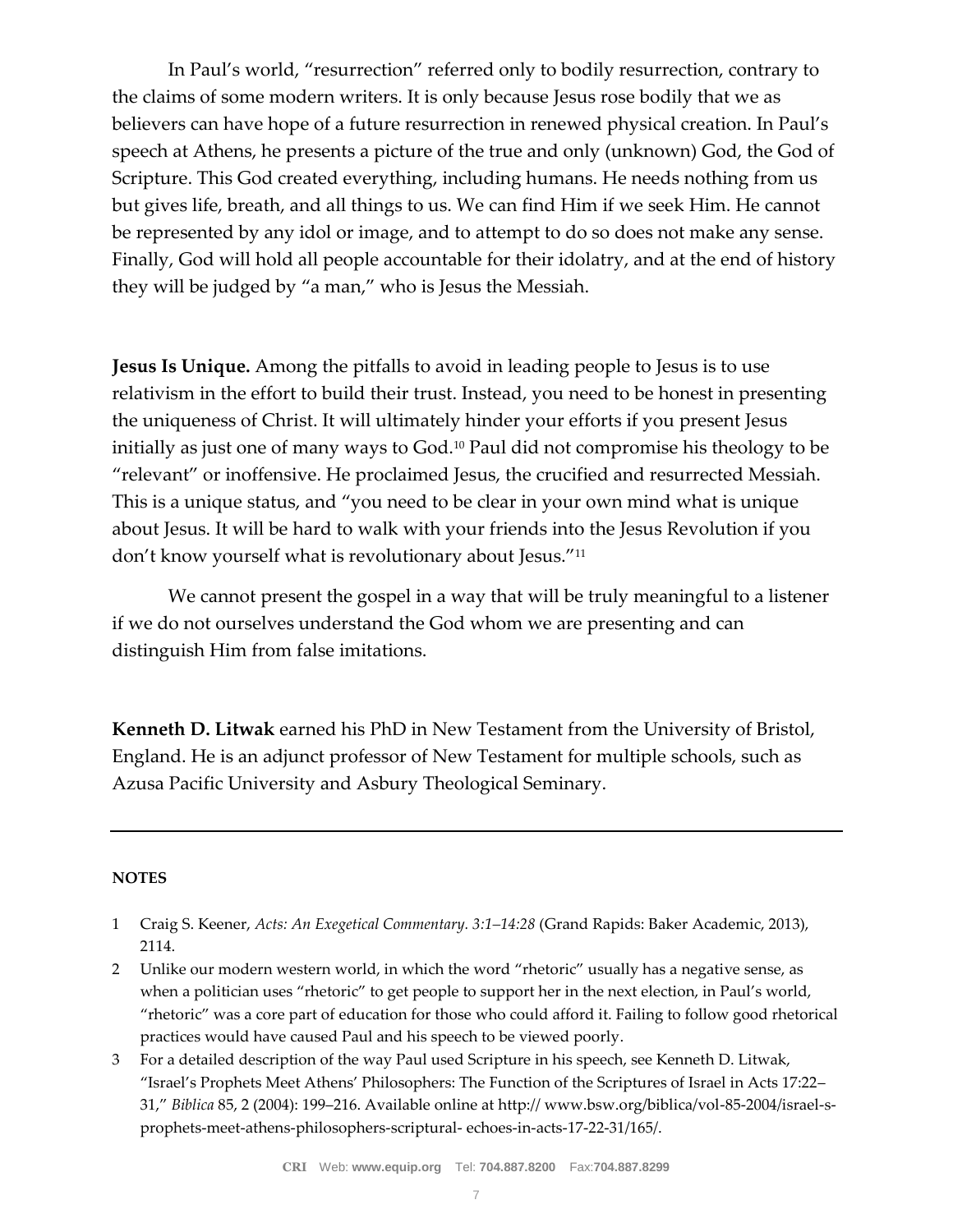In Paul's world, "resurrection" referred only to bodily resurrection, contrary to the claims of some modern writers. It is only because Jesus rose bodily that we as believers can have hope of a future resurrection in renewed physical creation. In Paul's speech at Athens, he presents a picture of the true and only (unknown) God, the God of Scripture. This God created everything, including humans. He needs nothing from us but gives life, breath, and all things to us. We can find Him if we seek Him. He cannot be represented by any idol or image, and to attempt to do so does not make any sense. Finally, God will hold all people accountable for their idolatry, and at the end of history they will be judged by "a man," who is Jesus the Messiah.

**Jesus Is Unique.** Among the pitfalls to avoid in leading people to Jesus is to use relativism in the effort to build their trust. Instead, you need to be honest in presenting the uniqueness of Christ. It will ultimately hinder your efforts if you present Jesus initially as just one of many ways to God.[10] Paul did not compromise his theology to be "relevant" or inoffensive. He proclaimed Jesus, the crucified and resurrected Messiah. This is a unique status, and "you need to be clear in your own mind what is unique about Jesus. It will be hard to walk with your friends into the Jesus Revolution if you don't know yourself what is revolutionary about Jesus."[11]

We cannot present the gospel in a way that will be truly meaningful to a listener if we do not ourselves understand the God whom we are presenting and can distinguish Him from false imitations.

**Kenneth D. Litwak** earned his PhD in New Testament from the University of Bristol, England. He is an adjunct professor of New Testament for multiple schools, such as Azusa Pacific University and Asbury Theological Seminary.

---

**NOTES**

1 Craig S. Keener, *Acts: An Exegetical Commentary. 3:1–14:28* (Grand Rapids: Baker Academic, 2013), 2114.

2 Unlike our modern western world, in which the word "rhetoric" usually has a negative sense, as when a politician uses "rhetoric" to get people to support her in the next election, in Paul's world, "rhetoric" was a core part of education for those who could afford it. Failing to follow good rhetorical practices would have caused Paul and his speech to be viewed poorly.

3 For a detailed description of the way Paul used Scripture in his speech, see Kenneth D. Litwak, "Israel's Prophets Meet Athens' Philosophers: The Function of the Scriptures of Israel in Acts 17:22–31," *Biblica* 85, 2 (2004): 199–216. Available online at http:// www.bsw.org/biblica/vol-85-2004/israel-s-prophets-meet-athens-philosophers-scriptural- echoes-in-acts-17-22-31/165/.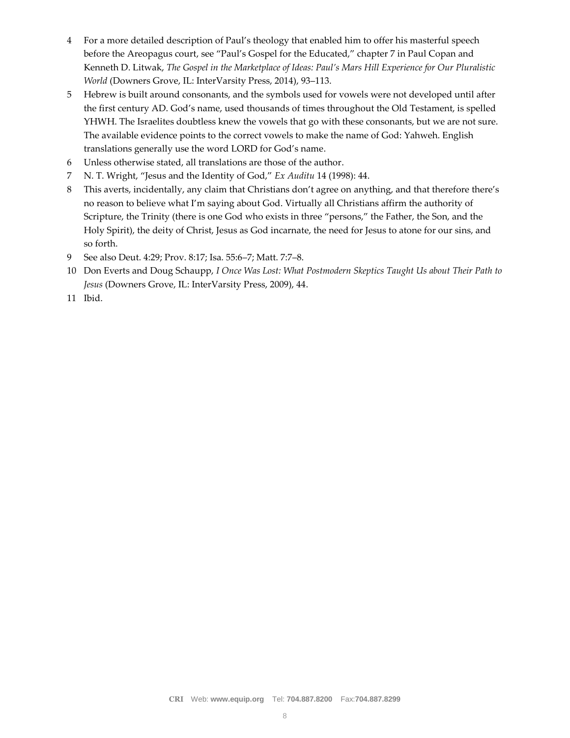4 For a more detailed description of Paul's theology that enabled him to offer his masterful speech before the Areopagus court, see "Paul's Gospel for the Educated," chapter 7 in Paul Copan and Kenneth D. Litwak, *The Gospel in the Marketplace of Ideas: Paul's Mars Hill Experience for Our Pluralistic World* (Downers Grove, IL: InterVarsity Press, 2014), 93–113.

5 Hebrew is built around consonants, and the symbols used for vowels were not developed until after the first century AD. God's name, used thousands of times throughout the Old Testament, is spelled YHWH. The Israelites doubtless knew the vowels that go with these consonants, but we are not sure. The available evidence points to the correct vowels to make the name of God: Yahweh. English translations generally use the word LORD for God's name.

6 Unless otherwise stated, all translations are those of the author.

7 N. T. Wright, "Jesus and the Identity of God," *Ex Auditu* 14 (1998): 44.

8 This averts, incidentally, any claim that Christians don't agree on anything, and that therefore there's no reason to believe what I'm saying about God. Virtually all Christians affirm the authority of Scripture, the Trinity (there is one God who exists in three "persons," the Father, the Son, and the Holy Spirit), the deity of Christ, Jesus as God incarnate, the need for Jesus to atone for our sins, and so forth.

9 See also Deut. 4:29; Prov. 8:17; Isa. 55:6–7; Matt. 7:7–8.

10 Don Everts and Doug Schaupp, *I Once Was Lost: What Postmodern Skeptics Taught Us about Their Path to Jesus* (Downers Grove, IL: InterVarsity Press, 2009), 44.

11 Ibid.